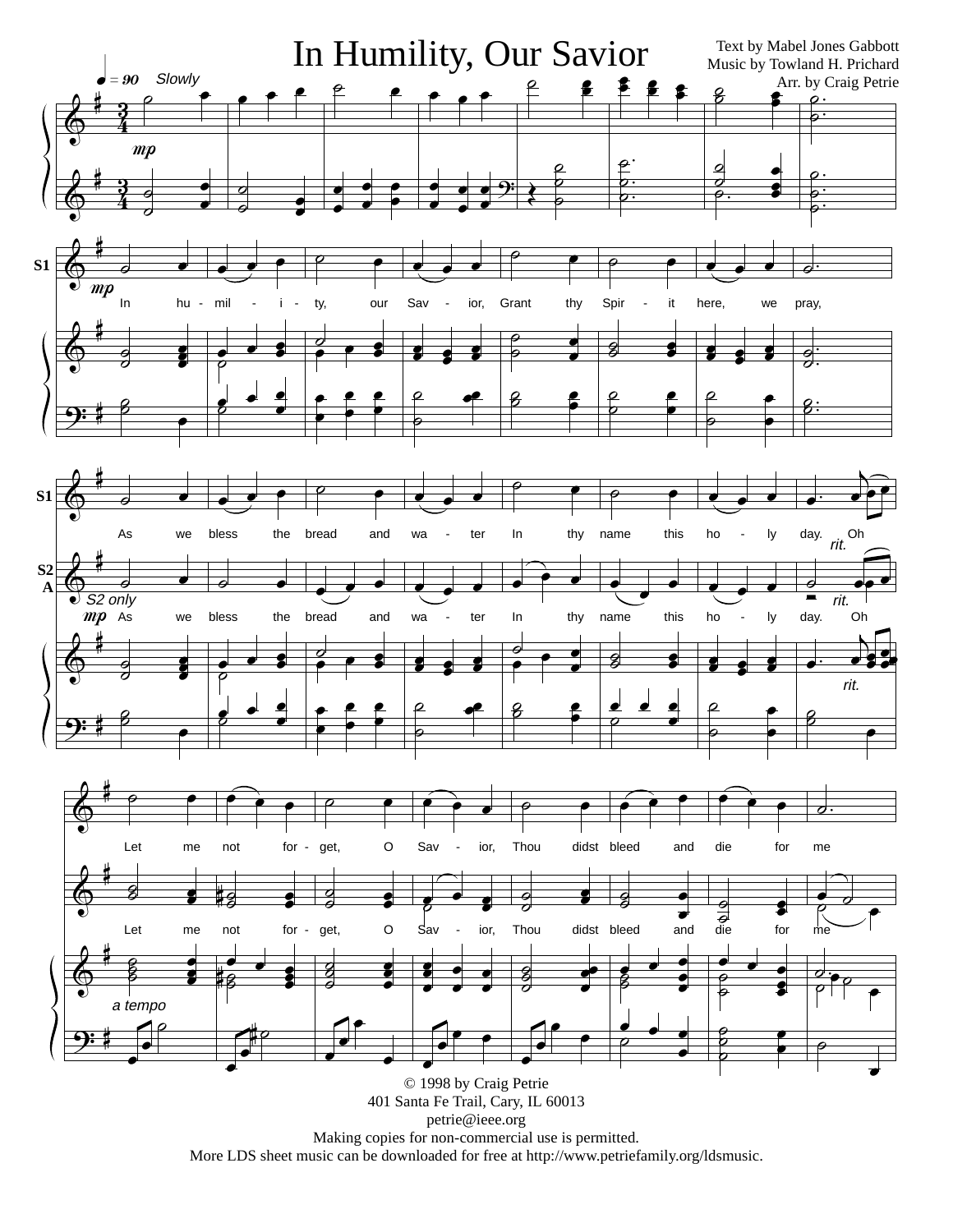# In Humility, Our Savior

Text by Mabel Jones Gabbott
Music by Towland H. Prichard
Arr. by Craig Petrie

♩ = 90 Slowly

mp

S1 mp

In hu - mil - i - ty, our Sav - ior, Grant thy Spir - it here, we pray,

As we bless the bread and wa - ter In thy name this ho - ly day. Oh

rit.

S2 A

S2 only mp

As we bless the bread and wa - ter In thy name this ho - ly day. Oh

rit.

rit.

Let me not for - get, O Sav - ior, Thou didst bleed and die for me

Let me not for - get, O Sav - ior, Thou didst bleed and die for me

a tempo

© 1998 by Craig Petrie
401 Santa Fe Trail, Cary, IL 60013
petrie@ieee.org
Making copies for non-commercial use is permitted.
More LDS sheet music can be downloaded for free at http://www.petriefamily.org/ldsmusic.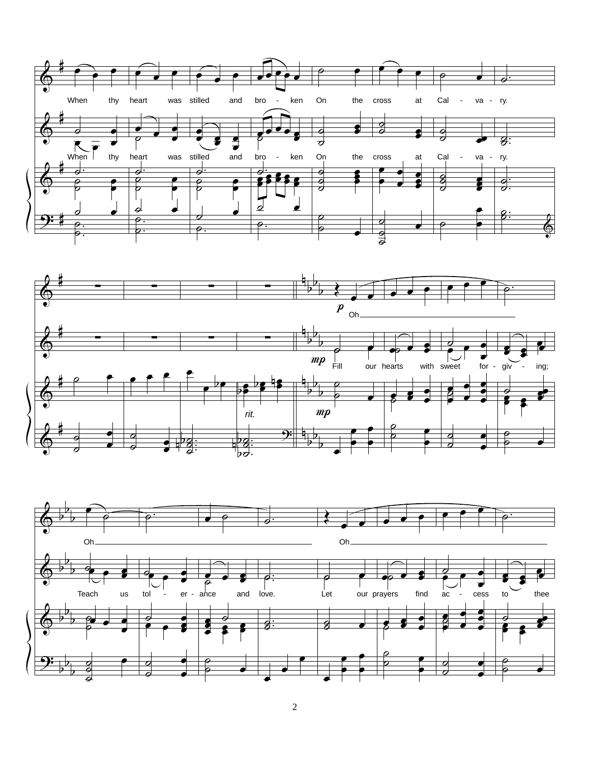When thy heart was stilled and bro - ken On the cross at Cal - va - ry.

When thy heart was stilled and bro - ken On the cross at Cal - va - ry.

*rit.*

*p* Oh

*mp* Fill our hearts with sweet for - giv - ing;

*mp*

Oh Oh

Teach us tol - er - ance and love. Let our prayers find ac - cess to thee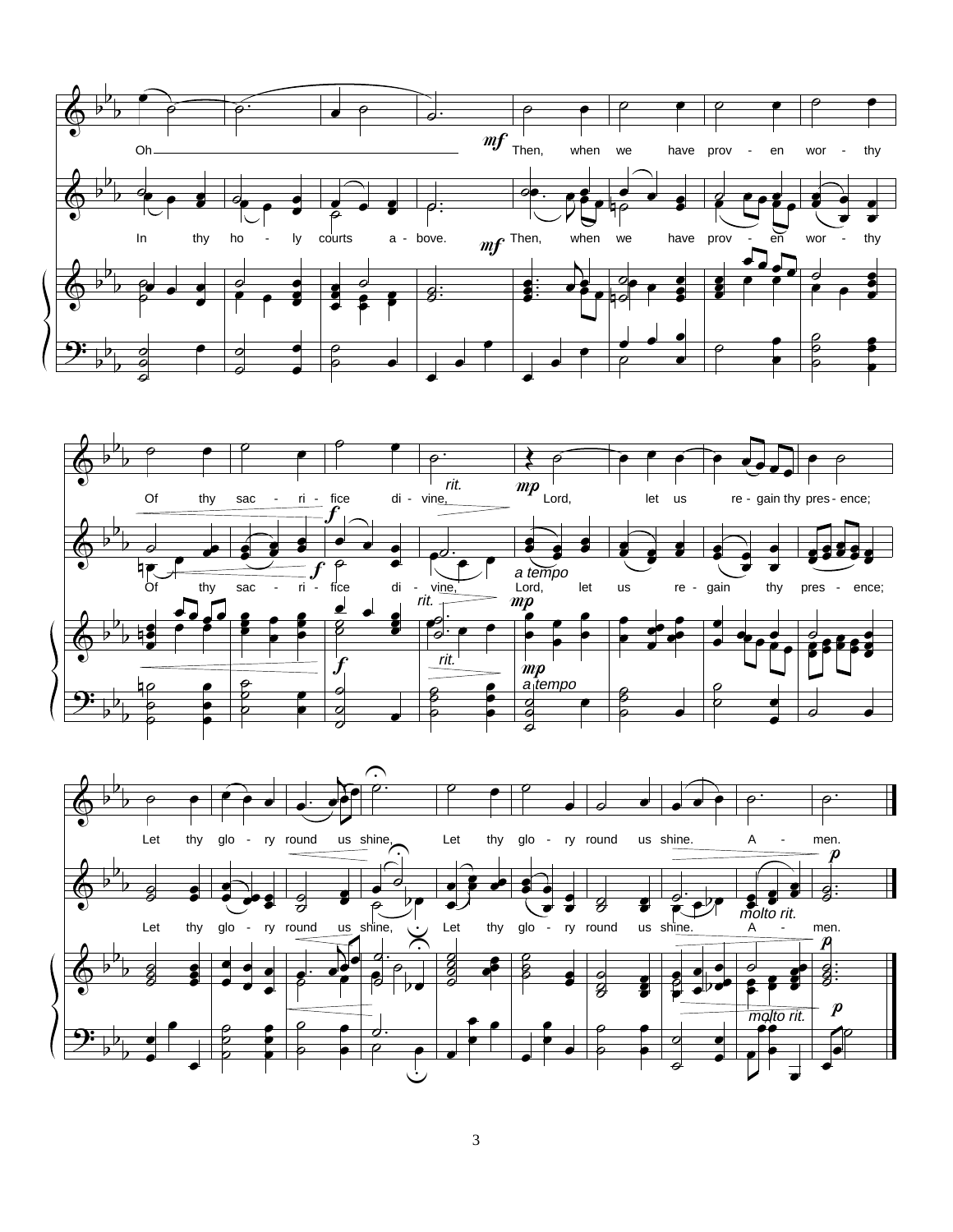Oh

*mf* Then, when we have prov - en wor - thy

In thy ho - ly courts a - bove.

*mf* Then, when we have prov - en wor - thy

Of thy sac - ri - fice di - vine, *rit.* *mp* Lord, let us re - gain thy pres - ence;

*f* *a tempo*

Of thy sac - ri - fice di - vine, Lord, let us re - gain thy pres - ence;

*rit.* *mp* *f* *rit.* *mp* *a tempo*

Let thy glo - ry round us shine, Let thy glo - ry round us shine. A - men.

*p* *molto rit.*

Let thy glo - ry round us shine, Let thy glo - ry round us shine. A - men.

*p* *p* *molto rit.*